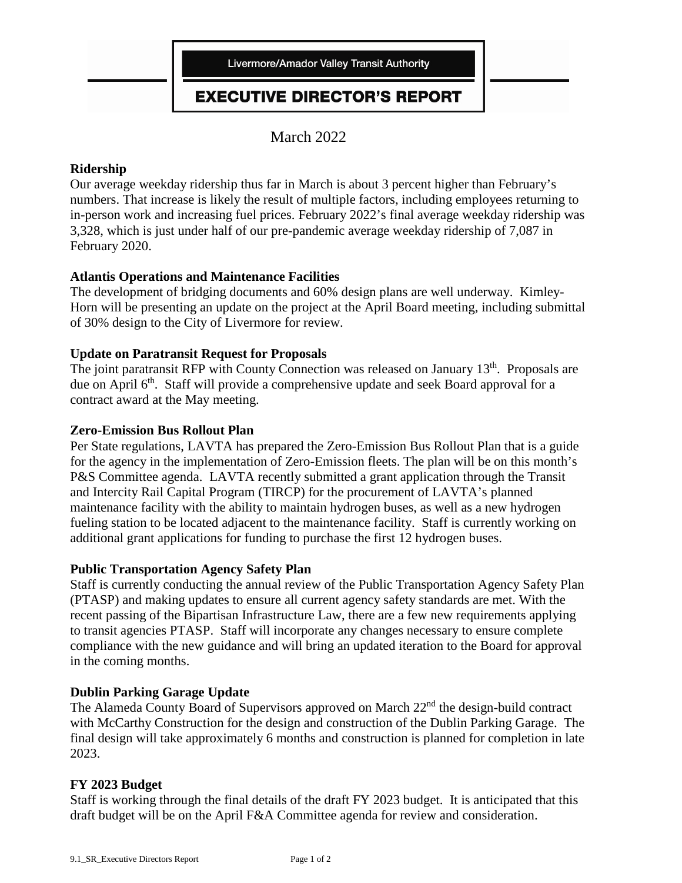Livermore/Amador Valley Transit Authority

# EXECUTIVE DIRECTOR'S REPORT

March 2022

**Ridership**

Our average weekday ridership thus far in March is about 3 percent higher than February's numbers. That increase is likely the result of multiple factors, including employees returning to in-person work and increasing fuel prices. February 2022's final average weekday ridership was 3,328, which is just under half of our pre-pandemic average weekday ridership of 7,087 in February 2020.

**Atlantis Operations and Maintenance Facilities**

The development of bridging documents and 60% design plans are well underway. Kimley-Horn will be presenting an update on the project at the April Board meeting, including submittal of 30% design to the City of Livermore for review.

**Update on Paratransit Request for Proposals**

The joint paratransit RFP with County Connection was released on January 13th. Proposals are due on April 6th. Staff will provide a comprehensive update and seek Board approval for a contract award at the May meeting.

**Zero-Emission Bus Rollout Plan**

Per State regulations, LAVTA has prepared the Zero-Emission Bus Rollout Plan that is a guide for the agency in the implementation of Zero-Emission fleets. The plan will be on this month's P&S Committee agenda. LAVTA recently submitted a grant application through the Transit and Intercity Rail Capital Program (TIRCP) for the procurement of LAVTA's planned maintenance facility with the ability to maintain hydrogen buses, as well as a new hydrogen fueling station to be located adjacent to the maintenance facility. Staff is currently working on additional grant applications for funding to purchase the first 12 hydrogen buses.

**Public Transportation Agency Safety Plan**

Staff is currently conducting the annual review of the Public Transportation Agency Safety Plan (PTASP) and making updates to ensure all current agency safety standards are met. With the recent passing of the Bipartisan Infrastructure Law, there are a few new requirements applying to transit agencies PTASP. Staff will incorporate any changes necessary to ensure complete compliance with the new guidance and will bring an updated iteration to the Board for approval in the coming months.

**Dublin Parking Garage Update**

The Alameda County Board of Supervisors approved on March 22nd the design-build contract with McCarthy Construction for the design and construction of the Dublin Parking Garage. The final design will take approximately 6 months and construction is planned for completion in late 2023.

**FY 2023 Budget**

Staff is working through the final details of the draft FY 2023 budget. It is anticipated that this draft budget will be on the April F&A Committee agenda for review and consideration.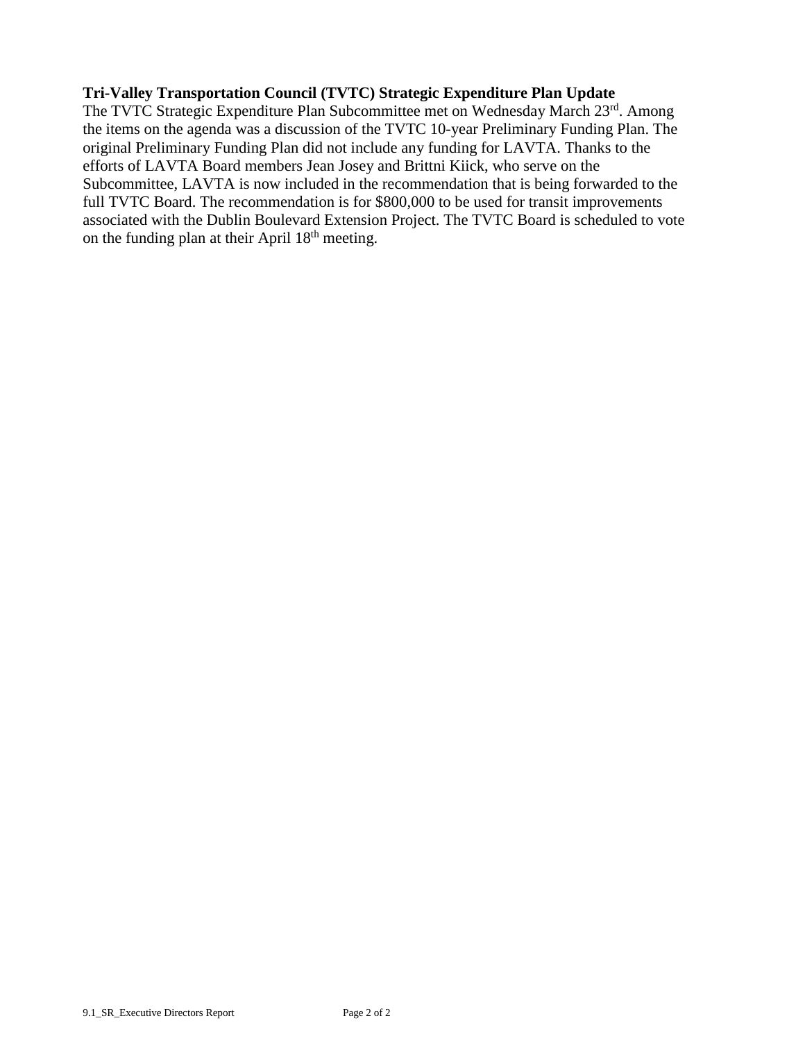**Tri-Valley Transportation Council (TVTC) Strategic Expenditure Plan Update**

The TVTC Strategic Expenditure Plan Subcommittee met on Wednesday March 23rd. Among the items on the agenda was a discussion of the TVTC 10-year Preliminary Funding Plan. The original Preliminary Funding Plan did not include any funding for LAVTA. Thanks to the efforts of LAVTA Board members Jean Josey and Brittni Kiick, who serve on the Subcommittee, LAVTA is now included in the recommendation that is being forwarded to the full TVTC Board. The recommendation is for $800,000 to be used for transit improvements associated with the Dublin Boulevard Extension Project. The TVTC Board is scheduled to vote on the funding plan at their April 18th meeting.